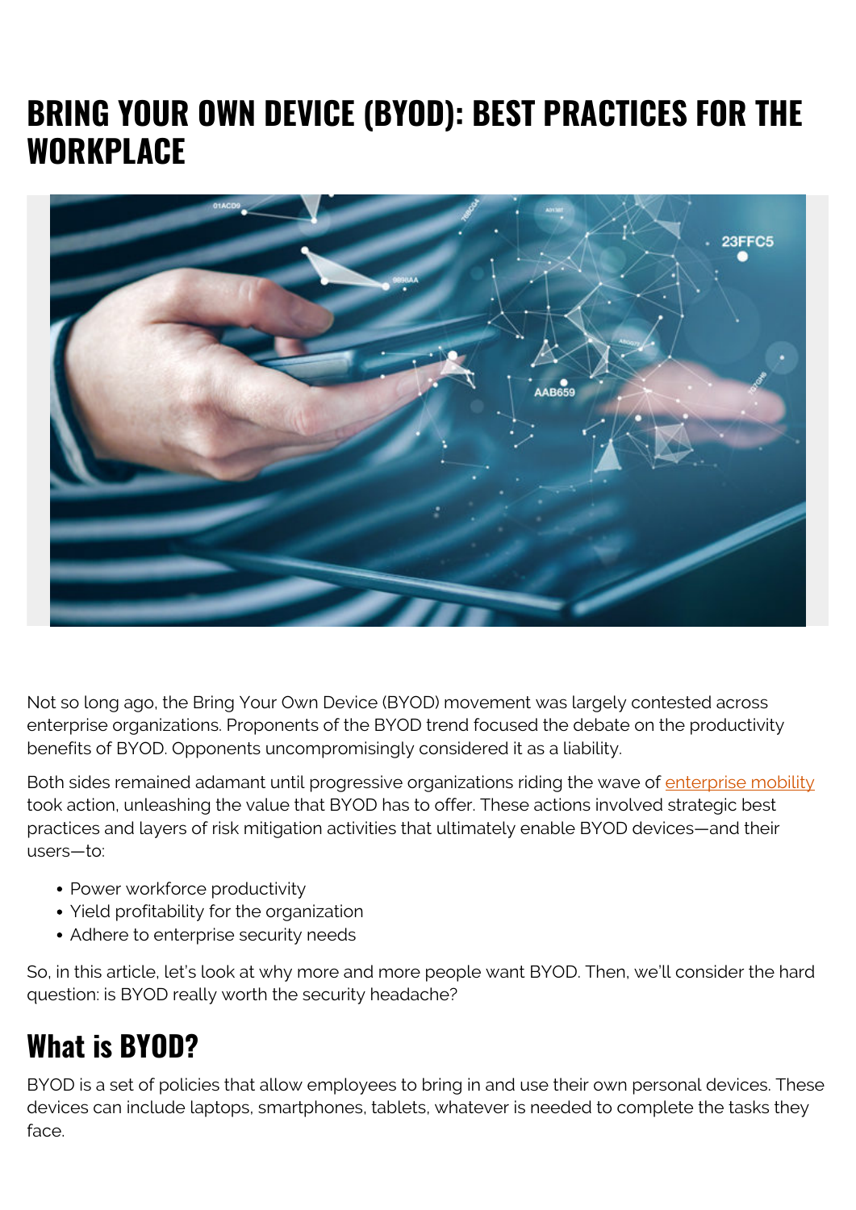# BRING YOUR OWN DEVICE (BYOD): BEST PRACTICES FOR THE WORKPLACE

Not so long ago, the Bring Your Own Device (BYOD) movement was largely contested across enterprise organizations. Proponents of the BYOD trend focused the debate on the productivity benefits of BYOD. Opponents uncompromisingly considered it as a liability.

Both sides remained adamant until progressive organizations riding the wave of enterprise mobility took action, unleashing the value that BYOD has to offer. These actions involved strategic best practices and layers of risk mitigation activities that ultimately enable BYOD devices—and their users—to:

- Power workforce productivity
- Yield profitability for the organization
- Adhere to enterprise security needs

So, in this article, let's look at why more and more people want BYOD. Then, we'll consider the hard question: is BYOD really worth the security headache?

## What is BYOD?

BYOD is a set of policies that allow employees to bring in and use their own personal devices. These devices can include laptops, smartphones, tablets, whatever is needed to complete the tasks they face.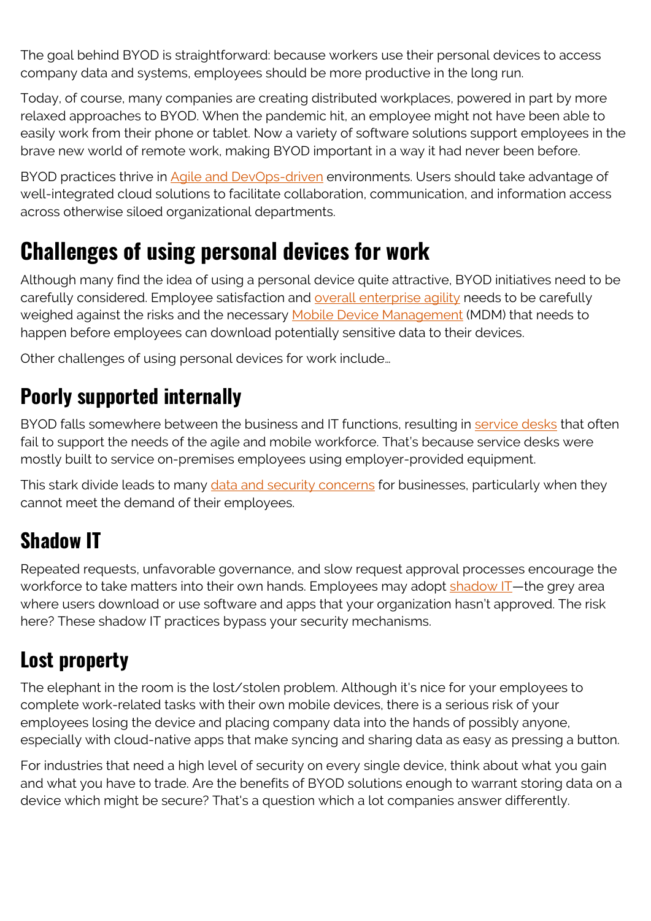The goal behind BYOD is straightforward: because workers use their personal devices to access company data and systems, employees should be more productive in the long run.

Today, of course, many companies are creating distributed workplaces, powered in part by more relaxed approaches to BYOD. When the pandemic hit, an employee might not have been able to easily work from their phone or tablet. Now a variety of software solutions support employees in the brave new world of remote work, making BYOD important in a way it had never been before.

BYOD practices thrive in Agile and DevOps-driven environments. Users should take advantage of well-integrated cloud solutions to facilitate collaboration, communication, and information access across otherwise siloed organizational departments.

# Challenges of using personal devices for work

Although many find the idea of using a personal device quite attractive, BYOD initiatives need to be carefully considered. Employee satisfaction and overall enterprise agility needs to be carefully weighed against the risks and the necessary Mobile Device Management (MDM) that needs to happen before employees can download potentially sensitive data to their devices.

Other challenges of using personal devices for work include…

## Poorly supported internally

BYOD falls somewhere between the business and IT functions, resulting in service desks that often fail to support the needs of the agile and mobile workforce. That's because service desks were mostly built to service on-premises employees using employer-provided equipment.

This stark divide leads to many data and security concerns for businesses, particularly when they cannot meet the demand of their employees.

## Shadow IT

Repeated requests, unfavorable governance, and slow request approval processes encourage the workforce to take matters into their own hands. Employees may adopt shadow IT—the grey area where users download or use software and apps that your organization hasn't approved. The risk here? These shadow IT practices bypass your security mechanisms.

## Lost property

The elephant in the room is the lost/stolen problem. Although it's nice for your employees to complete work-related tasks with their own mobile devices, there is a serious risk of your employees losing the device and placing company data into the hands of possibly anyone, especially with cloud-native apps that make syncing and sharing data as easy as pressing a button.

For industries that need a high level of security on every single device, think about what you gain and what you have to trade. Are the benefits of BYOD solutions enough to warrant storing data on a device which might be secure? That's a question which a lot companies answer differently.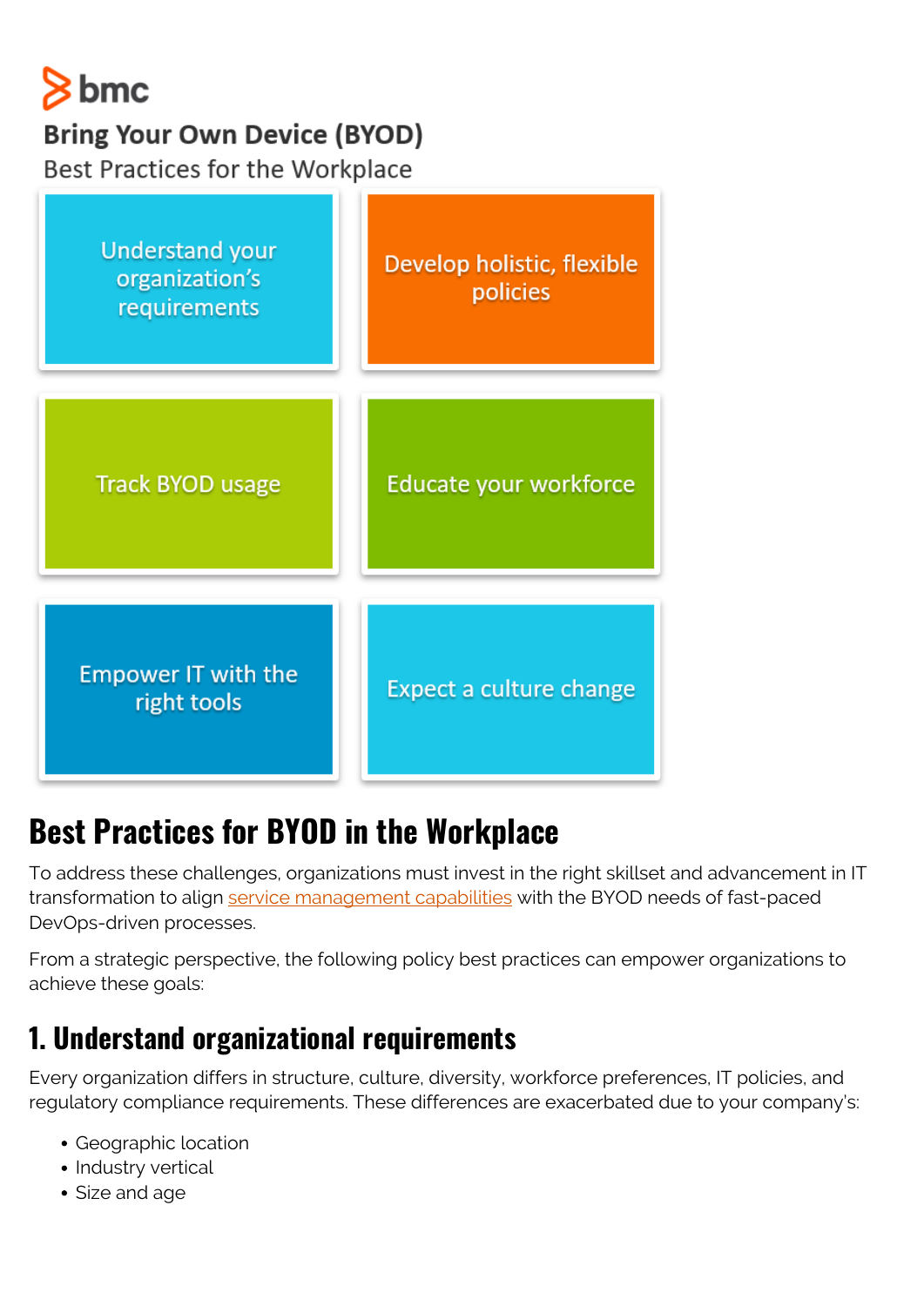**bmc**

**Bring Your Own Device (BYOD)**

Best Practices for the Workplace

- Understand your organization's requirements
- Develop holistic, flexible policies
- Track BYOD usage
- Educate your workforce
- Empower IT with the right tools
- Expect a culture change

# Best Practices for BYOD in the Workplace

To address these challenges, organizations must invest in the right skillset and advancement in IT transformation to align service management capabilities with the BYOD needs of fast-paced DevOps-driven processes.

From a strategic perspective, the following policy best practices can empower organizations to achieve these goals:

## 1. Understand organizational requirements

Every organization differs in structure, culture, diversity, workforce preferences, IT policies, and regulatory compliance requirements. These differences are exacerbated due to your company's:

- Geographic location
- Industry vertical
- Size and age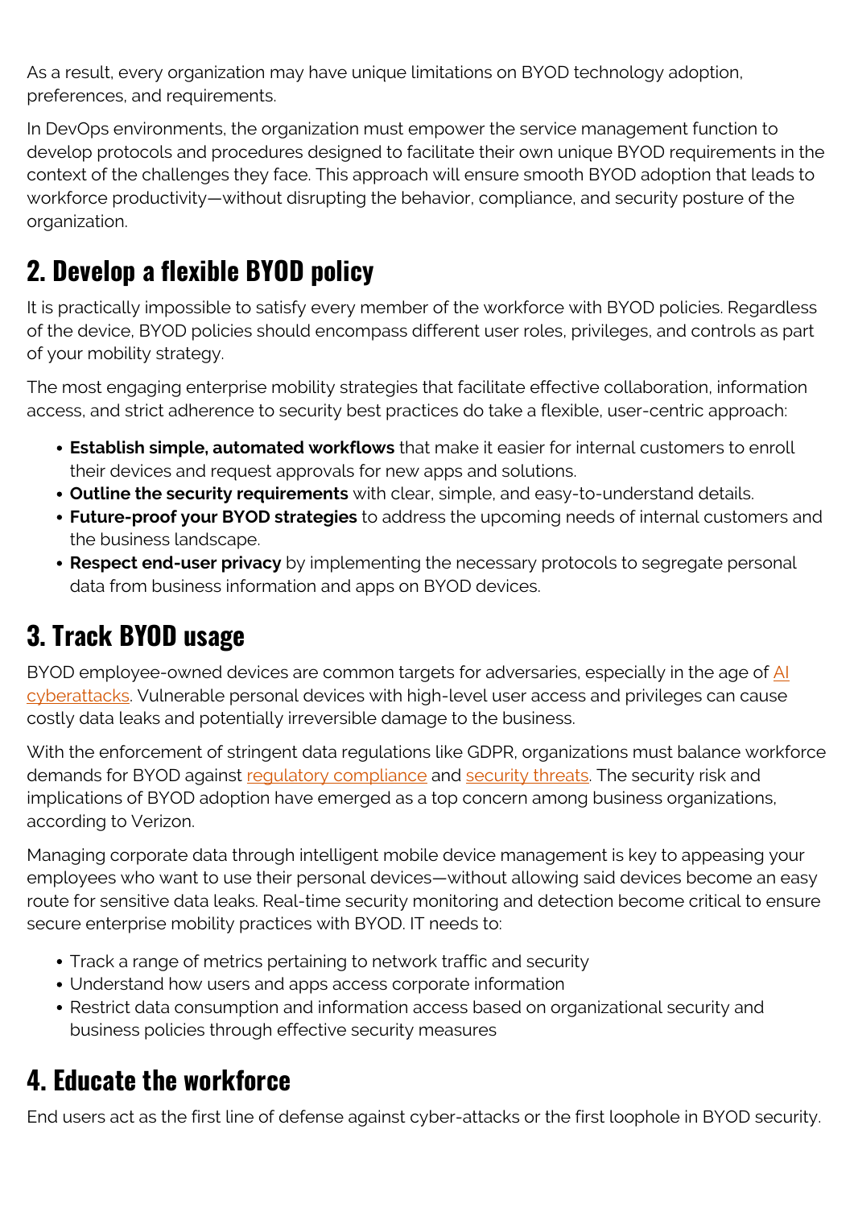As a result, every organization may have unique limitations on BYOD technology adoption, preferences, and requirements.

In DevOps environments, the organization must empower the service management function to develop protocols and procedures designed to facilitate their own unique BYOD requirements in the context of the challenges they face. This approach will ensure smooth BYOD adoption that leads to workforce productivity—without disrupting the behavior, compliance, and security posture of the organization.

## 2. Develop a flexible BYOD policy

It is practically impossible to satisfy every member of the workforce with BYOD policies. Regardless of the device, BYOD policies should encompass different user roles, privileges, and controls as part of your mobility strategy.

The most engaging enterprise mobility strategies that facilitate effective collaboration, information access, and strict adherence to security best practices do take a flexible, user-centric approach:

- **Establish simple, automated workflows** that make it easier for internal customers to enroll their devices and request approvals for new apps and solutions.
- **Outline the security requirements** with clear, simple, and easy-to-understand details.
- **Future-proof your BYOD strategies** to address the upcoming needs of internal customers and the business landscape.
- **Respect end-user privacy** by implementing the necessary protocols to segregate personal data from business information and apps on BYOD devices.

## 3. Track BYOD usage

BYOD employee-owned devices are common targets for adversaries, especially in the age of AI cyberattacks. Vulnerable personal devices with high-level user access and privileges can cause costly data leaks and potentially irreversible damage to the business.

With the enforcement of stringent data regulations like GDPR, organizations must balance workforce demands for BYOD against regulatory compliance and security threats. The security risk and implications of BYOD adoption have emerged as a top concern among business organizations, according to Verizon.

Managing corporate data through intelligent mobile device management is key to appeasing your employees who want to use their personal devices—without allowing said devices become an easy route for sensitive data leaks. Real-time security monitoring and detection become critical to ensure secure enterprise mobility practices with BYOD. IT needs to:

- Track a range of metrics pertaining to network traffic and security
- Understand how users and apps access corporate information
- Restrict data consumption and information access based on organizational security and business policies through effective security measures

## 4. Educate the workforce

End users act as the first line of defense against cyber-attacks or the first loophole in BYOD security.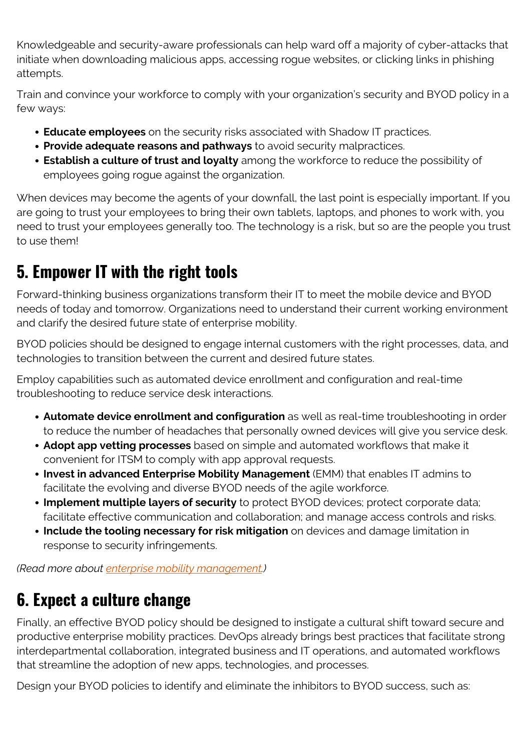Knowledgeable and security-aware professionals can help ward off a majority of cyber-attacks that initiate when downloading malicious apps, accessing rogue websites, or clicking links in phishing attempts.

Train and convince your workforce to comply with your organization's security and BYOD policy in a few ways:

- **Educate employees** on the security risks associated with Shadow IT practices.
- **Provide adequate reasons and pathways** to avoid security malpractices.
- **Establish a culture of trust and loyalty** among the workforce to reduce the possibility of employees going rogue against the organization.

When devices may become the agents of your downfall, the last point is especially important. If you are going to trust your employees to bring their own tablets, laptops, and phones to work with, you need to trust your employees generally too. The technology is a risk, but so are the people you trust to use them!

## 5. Empower IT with the right tools

Forward-thinking business organizations transform their IT to meet the mobile device and BYOD needs of today and tomorrow. Organizations need to understand their current working environment and clarify the desired future state of enterprise mobility.

BYOD policies should be designed to engage internal customers with the right processes, data, and technologies to transition between the current and desired future states.

Employ capabilities such as automated device enrollment and configuration and real-time troubleshooting to reduce service desk interactions.

- **Automate device enrollment and configuration** as well as real-time troubleshooting in order to reduce the number of headaches that personally owned devices will give you service desk.
- **Adopt app vetting processes** based on simple and automated workflows that make it convenient for ITSM to comply with app approval requests.
- **Invest in advanced Enterprise Mobility Management** (EMM) that enables IT admins to facilitate the evolving and diverse BYOD needs of the agile workforce.
- **Implement multiple layers of security** to protect BYOD devices; protect corporate data; facilitate effective communication and collaboration; and manage access controls and risks.
- **Include the tooling necessary for risk mitigation** on devices and damage limitation in response to security infringements.

*(Read more about [enterprise mobility management](#).)*

## 6. Expect a culture change

Finally, an effective BYOD policy should be designed to instigate a cultural shift toward secure and productive enterprise mobility practices. DevOps already brings best practices that facilitate strong interdepartmental collaboration, integrated business and IT operations, and automated workflows that streamline the adoption of new apps, technologies, and processes.

Design your BYOD policies to identify and eliminate the inhibitors to BYOD success, such as: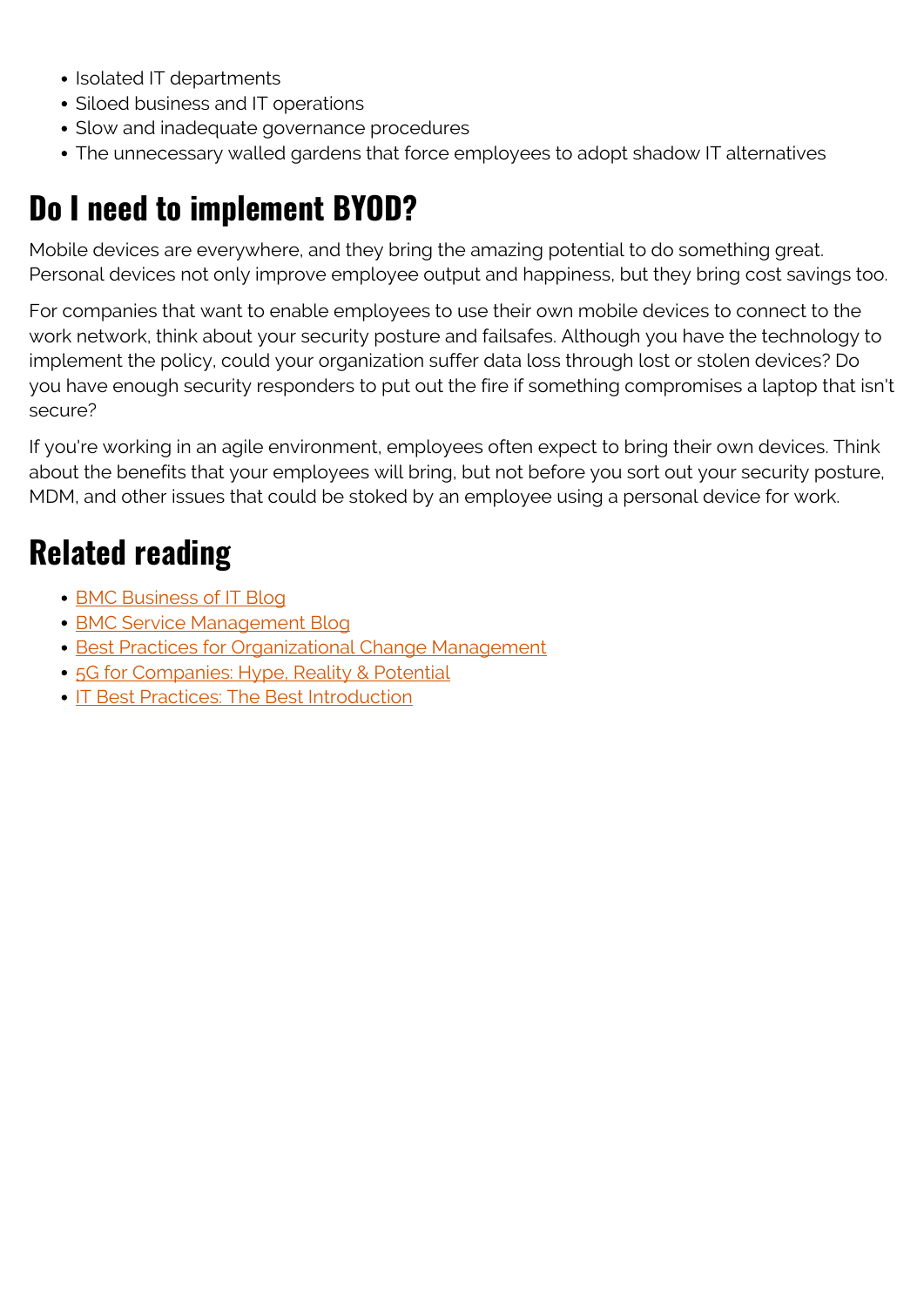- Isolated IT departments
- Siloed business and IT operations
- Slow and inadequate governance procedures
- The unnecessary walled gardens that force employees to adopt shadow IT alternatives

## Do I need to implement BYOD?

Mobile devices are everywhere, and they bring the amazing potential to do something great. Personal devices not only improve employee output and happiness, but they bring cost savings too.

For companies that want to enable employees to use their own mobile devices to connect to the work network, think about your security posture and failsafes. Although you have the technology to implement the policy, could your organization suffer data loss through lost or stolen devices? Do you have enough security responders to put out the fire if something compromises a laptop that isn't secure?

If you're working in an agile environment, employees often expect to bring their own devices. Think about the benefits that your employees will bring, but not before you sort out your security posture, MDM, and other issues that could be stoked by an employee using a personal device for work.

## Related reading

- BMC Business of IT Blog
- BMC Service Management Blog
- Best Practices for Organizational Change Management
- 5G for Companies: Hype, Reality & Potential
- IT Best Practices: The Best Introduction